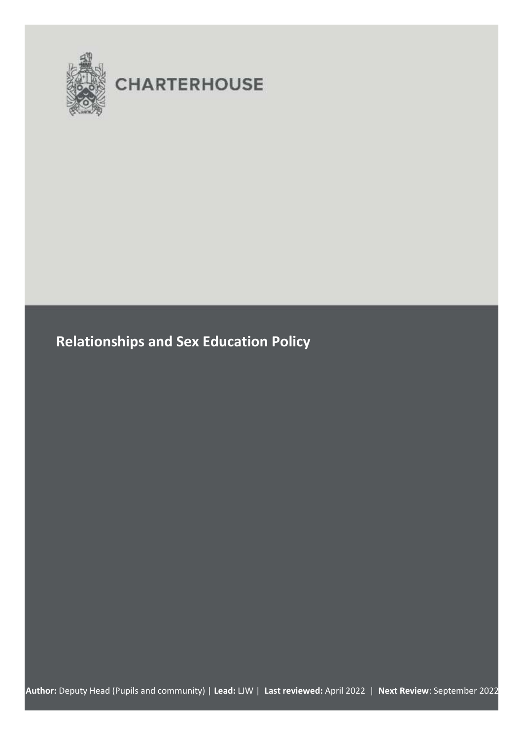CHARTERHOUSE

# Relationships and Sex Education Policy

**Author:** Deputy Head (Pupils and community) | **Lead:** LJW | **Last reviewed:** April 2022 | **Next Review**: September 2022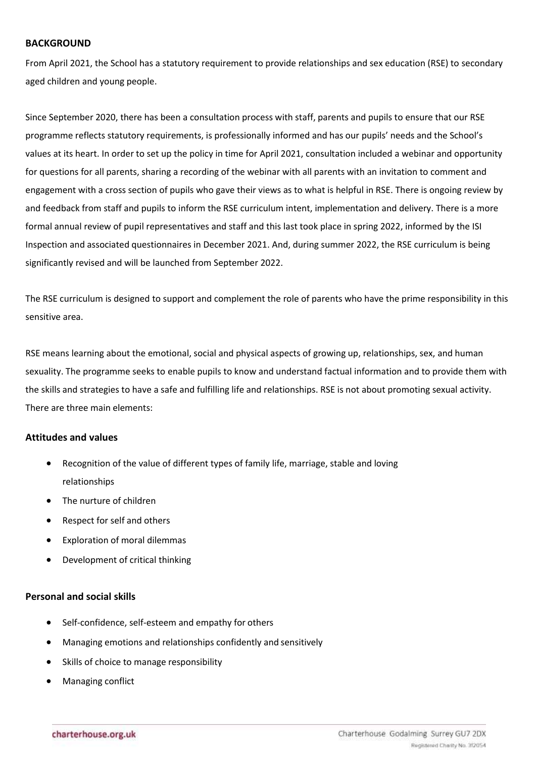## BACKGROUND

From April 2021, the School has a statutory requirement to provide relationships and sex education (RSE) to secondary aged children and young people.

Since September 2020, there has been a consultation process with staff, parents and pupils to ensure that our RSE programme reflects statutory requirements, is professionally informed and has our pupils' needs and the School's values at its heart. In order to set up the policy in time for April 2021, consultation included a webinar and opportunity for questions for all parents, sharing a recording of the webinar with all parents with an invitation to comment and engagement with a cross section of pupils who gave their views as to what is helpful in RSE. There is ongoing review by and feedback from staff and pupils to inform the RSE curriculum intent, implementation and delivery. There is a more formal annual review of pupil representatives and staff and this last took place in spring 2022, informed by the ISI Inspection and associated questionnaires in December 2021. And, during summer 2022, the RSE curriculum is being significantly revised and will be launched from September 2022.

The RSE curriculum is designed to support and complement the role of parents who have the prime responsibility in this sensitive area.

RSE means learning about the emotional, social and physical aspects of growing up, relationships, sex, and human sexuality. The programme seeks to enable pupils to know and understand factual information and to provide them with the skills and strategies to have a safe and fulfilling life and relationships. RSE is not about promoting sexual activity. There are three main elements:

### Attitudes and values

- Recognition of the value of different types of family life, marriage, stable and loving relationships
- The nurture of children
- Respect for self and others
- Exploration of moral dilemmas
- Development of critical thinking

### Personal and social skills

- Self-confidence, self-esteem and empathy for others
- Managing emotions and relationships confidently and sensitively
- Skills of choice to manage responsibility
- Managing conflict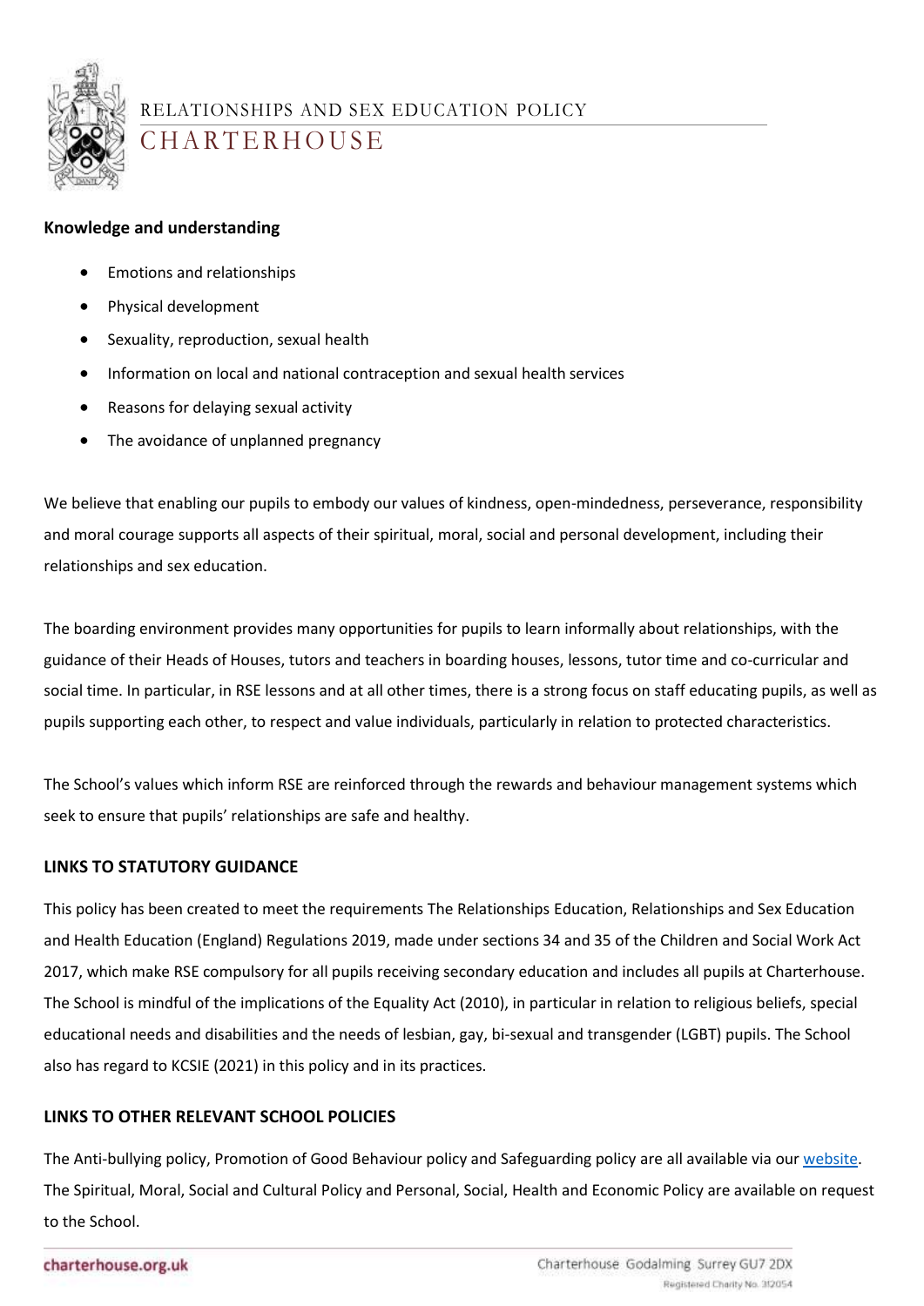**Knowledge and understanding**

- Emotions and relationships
- Physical development
- Sexuality, reproduction, sexual health
- Information on local and national contraception and sexual health services
- Reasons for delaying sexual activity
- The avoidance of unplanned pregnancy

We believe that enabling our pupils to embody our values of kindness, open-mindedness, perseverance, responsibility and moral courage supports all aspects of their spiritual, moral, social and personal development, including their relationships and sex education.

The boarding environment provides many opportunities for pupils to learn informally about relationships, with the guidance of their Heads of Houses, tutors and teachers in boarding houses, lessons, tutor time and co-curricular and social time. In particular, in RSE lessons and at all other times, there is a strong focus on staff educating pupils, as well as pupils supporting each other, to respect and value individuals, particularly in relation to protected characteristics.

The School's values which inform RSE are reinforced through the rewards and behaviour management systems which seek to ensure that pupils' relationships are safe and healthy.

## LINKS TO STATUTORY GUIDANCE

This policy has been created to meet the requirements The Relationships Education, Relationships and Sex Education and Health Education (England) Regulations 2019, made under sections 34 and 35 of the Children and Social Work Act 2017, which make RSE compulsory for all pupils receiving secondary education and includes all pupils at Charterhouse. The School is mindful of the implications of the Equality Act (2010), in particular in relation to religious beliefs, special educational needs and disabilities and the needs of lesbian, gay, bi-sexual and transgender (LGBT) pupils. The School also has regard to KCSIE (2021) in this policy and in its practices.

## LINKS TO OTHER RELEVANT SCHOOL POLICIES

The Anti-bullying policy, Promotion of Good Behaviour policy and Safeguarding policy are all available via our website. The Spiritual, Moral, Social and Cultural Policy and Personal, Social, Health and Economic Policy are available on request to the School.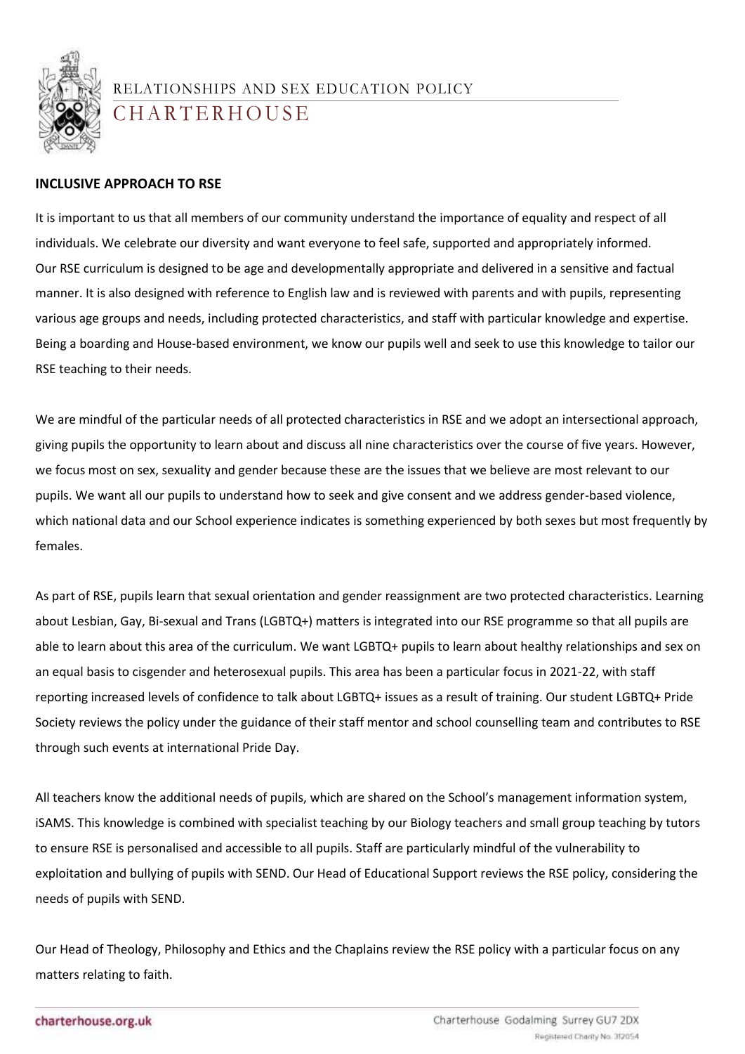## INCLUSIVE APPROACH TO RSE

It is important to us that all members of our community understand the importance of equality and respect of all individuals. We celebrate our diversity and want everyone to feel safe, supported and appropriately informed. Our RSE curriculum is designed to be age and developmentally appropriate and delivered in a sensitive and factual manner. It is also designed with reference to English law and is reviewed with parents and with pupils, representing various age groups and needs, including protected characteristics, and staff with particular knowledge and expertise. Being a boarding and House-based environment, we know our pupils well and seek to use this knowledge to tailor our RSE teaching to their needs.

We are mindful of the particular needs of all protected characteristics in RSE and we adopt an intersectional approach, giving pupils the opportunity to learn about and discuss all nine characteristics over the course of five years. However, we focus most on sex, sexuality and gender because these are the issues that we believe are most relevant to our pupils. We want all our pupils to understand how to seek and give consent and we address gender-based violence, which national data and our School experience indicates is something experienced by both sexes but most frequently by females.

As part of RSE, pupils learn that sexual orientation and gender reassignment are two protected characteristics. Learning about Lesbian, Gay, Bi-sexual and Trans (LGBTQ+) matters is integrated into our RSE programme so that all pupils are able to learn about this area of the curriculum. We want LGBTQ+ pupils to learn about healthy relationships and sex on an equal basis to cisgender and heterosexual pupils. This area has been a particular focus in 2021-22, with staff reporting increased levels of confidence to talk about LGBTQ+ issues as a result of training. Our student LGBTQ+ Pride Society reviews the policy under the guidance of their staff mentor and school counselling team and contributes to RSE through such events at international Pride Day.

All teachers know the additional needs of pupils, which are shared on the School's management information system, iSAMS. This knowledge is combined with specialist teaching by our Biology teachers and small group teaching by tutors to ensure RSE is personalised and accessible to all pupils. Staff are particularly mindful of the vulnerability to exploitation and bullying of pupils with SEND. Our Head of Educational Support reviews the RSE policy, considering the needs of pupils with SEND.

Our Head of Theology, Philosophy and Ethics and the Chaplains review the RSE policy with a particular focus on any matters relating to faith.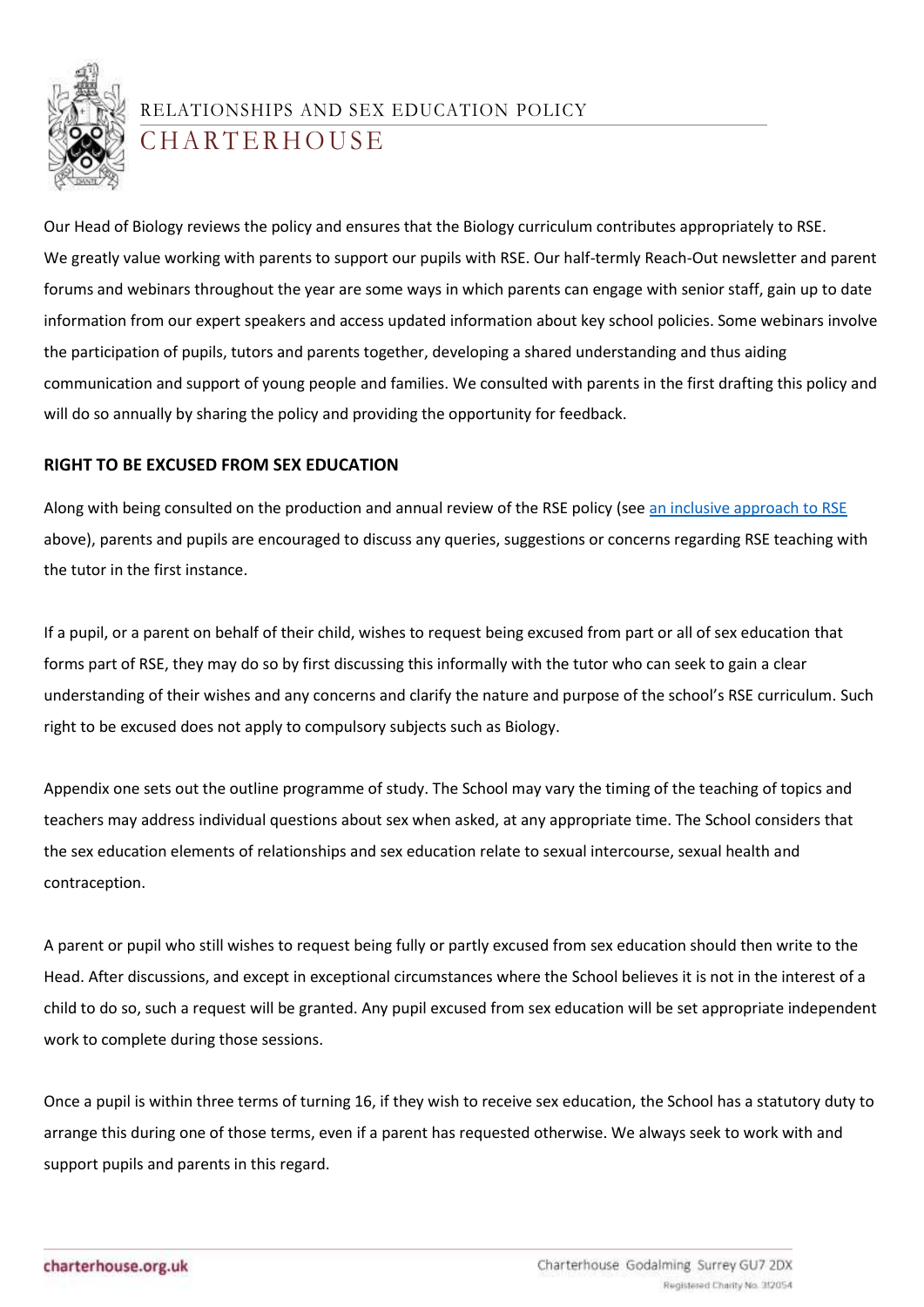Our Head of Biology reviews the policy and ensures that the Biology curriculum contributes appropriately to RSE. We greatly value working with parents to support our pupils with RSE. Our half-termly Reach-Out newsletter and parent forums and webinars throughout the year are some ways in which parents can engage with senior staff, gain up to date information from our expert speakers and access updated information about key school policies. Some webinars involve the participation of pupils, tutors and parents together, developing a shared understanding and thus aiding communication and support of young people and families. We consulted with parents in the first drafting this policy and will do so annually by sharing the policy and providing the opportunity for feedback.

## RIGHT TO BE EXCUSED FROM SEX EDUCATION

Along with being consulted on the production and annual review of the RSE policy (see an inclusive approach to RSE above), parents and pupils are encouraged to discuss any queries, suggestions or concerns regarding RSE teaching with the tutor in the first instance.

If a pupil, or a parent on behalf of their child, wishes to request being excused from part or all of sex education that forms part of RSE, they may do so by first discussing this informally with the tutor who can seek to gain a clear understanding of their wishes and any concerns and clarify the nature and purpose of the school's RSE curriculum. Such right to be excused does not apply to compulsory subjects such as Biology.

Appendix one sets out the outline programme of study. The School may vary the timing of the teaching of topics and teachers may address individual questions about sex when asked, at any appropriate time. The School considers that the sex education elements of relationships and sex education relate to sexual intercourse, sexual health and contraception.

A parent or pupil who still wishes to request being fully or partly excused from sex education should then write to the Head. After discussions, and except in exceptional circumstances where the School believes it is not in the interest of a child to do so, such a request will be granted. Any pupil excused from sex education will be set appropriate independent work to complete during those sessions.

Once a pupil is within three terms of turning 16, if they wish to receive sex education, the School has a statutory duty to arrange this during one of those terms, even if a parent has requested otherwise. We always seek to work with and support pupils and parents in this regard.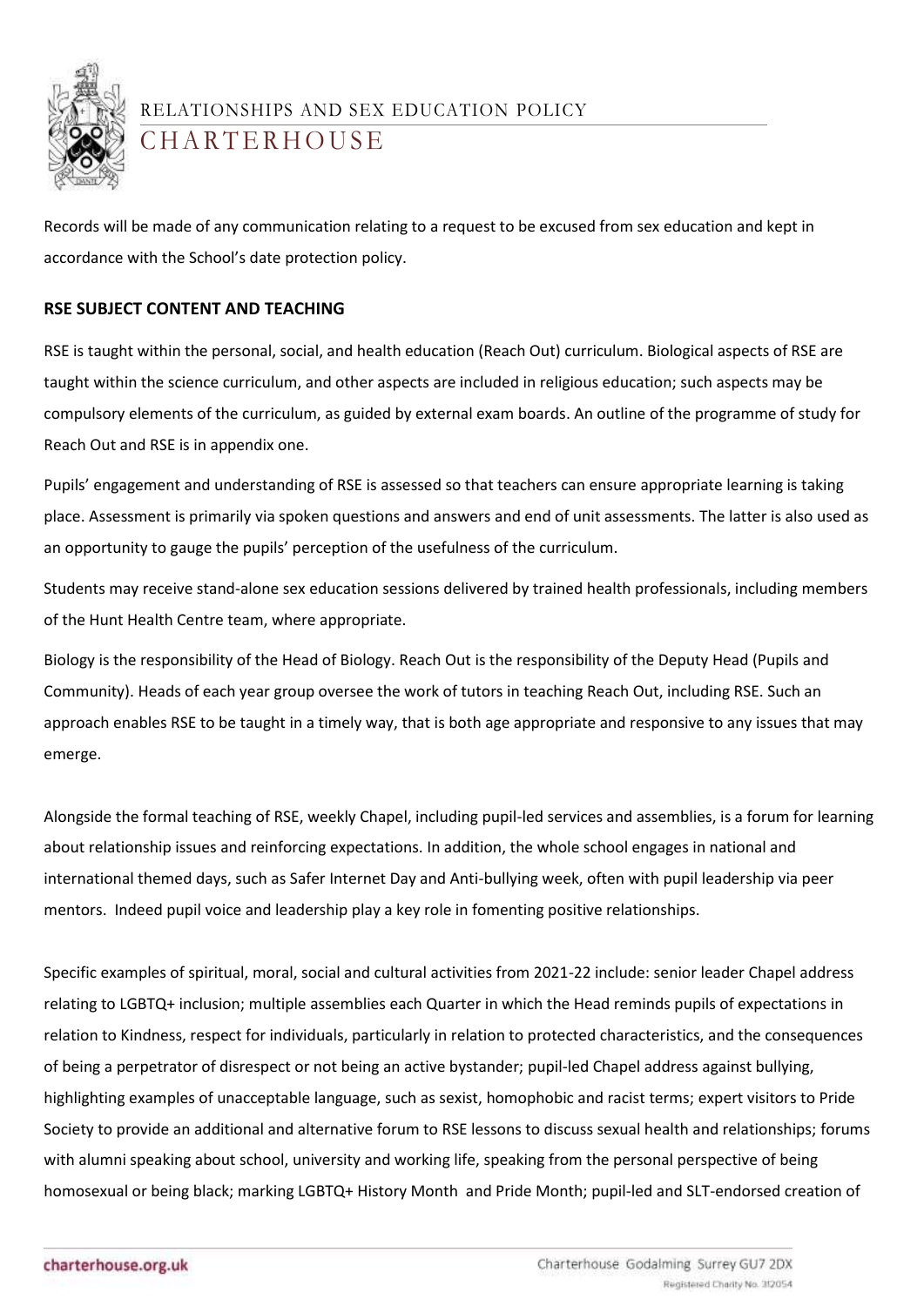Records will be made of any communication relating to a request to be excused from sex education and kept in accordance with the School's date protection policy.

## RSE SUBJECT CONTENT AND TEACHING

RSE is taught within the personal, social, and health education (Reach Out) curriculum. Biological aspects of RSE are taught within the science curriculum, and other aspects are included in religious education; such aspects may be compulsory elements of the curriculum, as guided by external exam boards. An outline of the programme of study for Reach Out and RSE is in appendix one.

Pupils' engagement and understanding of RSE is assessed so that teachers can ensure appropriate learning is taking place. Assessment is primarily via spoken questions and answers and end of unit assessments. The latter is also used as an opportunity to gauge the pupils' perception of the usefulness of the curriculum.

Students may receive stand-alone sex education sessions delivered by trained health professionals, including members of the Hunt Health Centre team, where appropriate.

Biology is the responsibility of the Head of Biology. Reach Out is the responsibility of the Deputy Head (Pupils and Community). Heads of each year group oversee the work of tutors in teaching Reach Out, including RSE. Such an approach enables RSE to be taught in a timely way, that is both age appropriate and responsive to any issues that may emerge.

Alongside the formal teaching of RSE, weekly Chapel, including pupil-led services and assemblies, is a forum for learning about relationship issues and reinforcing expectations. In addition, the whole school engages in national and international themed days, such as Safer Internet Day and Anti-bullying week, often with pupil leadership via peer mentors. Indeed pupil voice and leadership play a key role in fomenting positive relationships.

Specific examples of spiritual, moral, social and cultural activities from 2021-22 include: senior leader Chapel address relating to LGBTQ+ inclusion; multiple assemblies each Quarter in which the Head reminds pupils of expectations in relation to Kindness, respect for individuals, particularly in relation to protected characteristics, and the consequences of being a perpetrator of disrespect or not being an active bystander; pupil-led Chapel address against bullying, highlighting examples of unacceptable language, such as sexist, homophobic and racist terms; expert visitors to Pride Society to provide an additional and alternative forum to RSE lessons to discuss sexual health and relationships; forums with alumni speaking about school, university and working life, speaking from the personal perspective of being homosexual or being black; marking LGBTQ+ History Month and Pride Month; pupil-led and SLT-endorsed creation of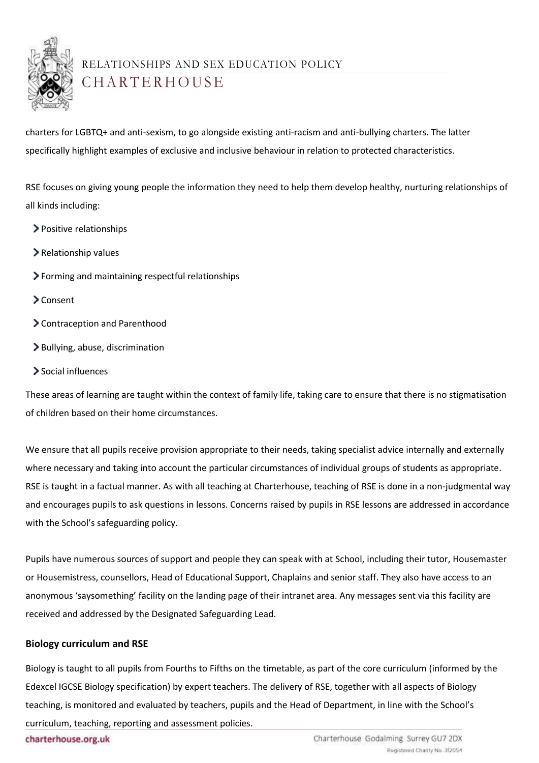charters for LGBTQ+ and anti-sexism, to go alongside existing anti-racism and anti-bullying charters. The latter specifically highlight examples of exclusive and inclusive behaviour in relation to protected characteristics.

RSE focuses on giving young people the information they need to help them develop healthy, nurturing relationships of all kinds including:

- Positive relationships
- Relationship values
- Forming and maintaining respectful relationships
- Consent
- Contraception and Parenthood
- Bullying, abuse, discrimination
- Social influences

These areas of learning are taught within the context of family life, taking care to ensure that there is no stigmatisation of children based on their home circumstances.

We ensure that all pupils receive provision appropriate to their needs, taking specialist advice internally and externally where necessary and taking into account the particular circumstances of individual groups of students as appropriate. RSE is taught in a factual manner. As with all teaching at Charterhouse, teaching of RSE is done in a non-judgmental way and encourages pupils to ask questions in lessons. Concerns raised by pupils in RSE lessons are addressed in accordance with the School's safeguarding policy.

Pupils have numerous sources of support and people they can speak with at School, including their tutor, Housemaster or Housemistress, counsellors, Head of Educational Support, Chaplains and senior staff. They also have access to an anonymous 'saysomething' facility on the landing page of their intranet area. Any messages sent via this facility are received and addressed by the Designated Safeguarding Lead.

### Biology curriculum and RSE

Biology is taught to all pupils from Fourths to Fifths on the timetable, as part of the core curriculum (informed by the Edexcel IGCSE Biology specification) by expert teachers. The delivery of RSE, together with all aspects of Biology teaching, is monitored and evaluated by teachers, pupils and the Head of Department, in line with the School's curriculum, teaching, reporting and assessment policies.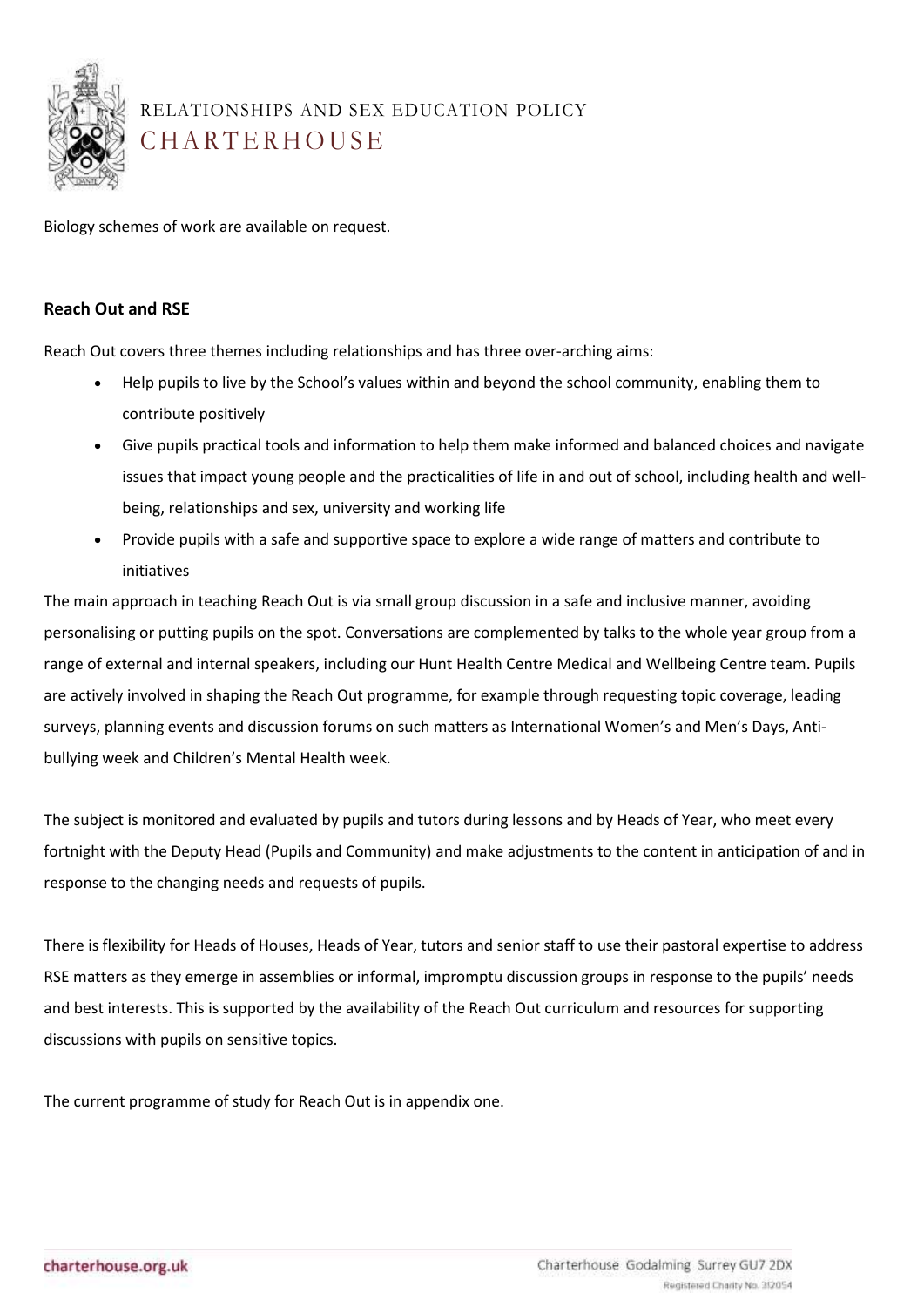Biology schemes of work are available on request.

**Reach Out and RSE**

Reach Out covers three themes including relationships and has three over-arching aims:

- Help pupils to live by the School's values within and beyond the school community, enabling them to contribute positively
- Give pupils practical tools and information to help them make informed and balanced choices and navigate issues that impact young people and the practicalities of life in and out of school, including health and well-being, relationships and sex, university and working life
- Provide pupils with a safe and supportive space to explore a wide range of matters and contribute to initiatives

The main approach in teaching Reach Out is via small group discussion in a safe and inclusive manner, avoiding personalising or putting pupils on the spot. Conversations are complemented by talks to the whole year group from a range of external and internal speakers, including our Hunt Health Centre Medical and Wellbeing Centre team. Pupils are actively involved in shaping the Reach Out programme, for example through requesting topic coverage, leading surveys, planning events and discussion forums on such matters as International Women's and Men's Days, Anti-bullying week and Children's Mental Health week.

The subject is monitored and evaluated by pupils and tutors during lessons and by Heads of Year, who meet every fortnight with the Deputy Head (Pupils and Community) and make adjustments to the content in anticipation of and in response to the changing needs and requests of pupils.

There is flexibility for Heads of Houses, Heads of Year, tutors and senior staff to use their pastoral expertise to address RSE matters as they emerge in assemblies or informal, impromptu discussion groups in response to the pupils' needs and best interests. This is supported by the availability of the Reach Out curriculum and resources for supporting discussions with pupils on sensitive topics.

The current programme of study for Reach Out is in appendix one.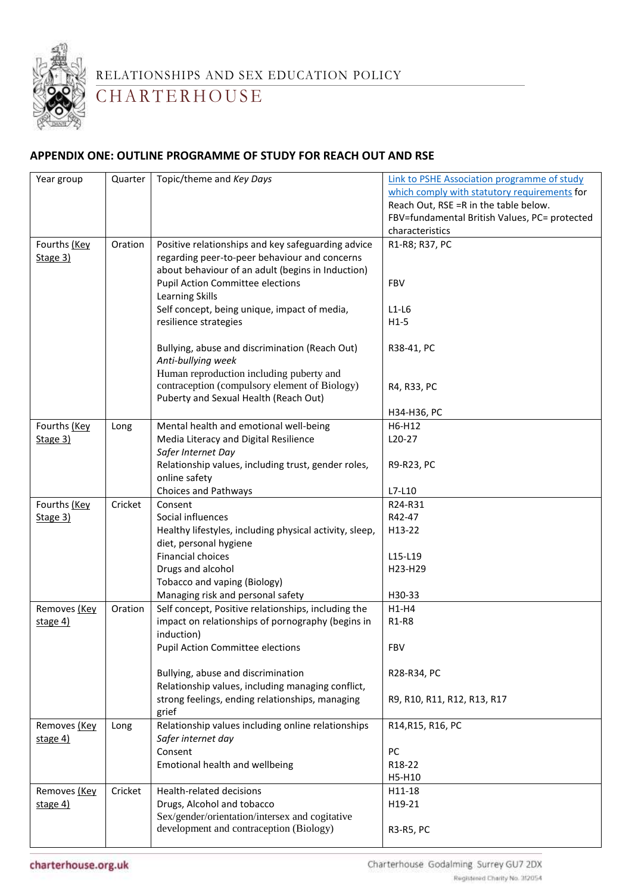## APPENDIX ONE: OUTLINE PROGRAMME OF STUDY FOR REACH OUT AND RSE

| Year group | Quarter | Topic/theme and *Key Days* | Link to PSHE Association programme of study which comply with statutory requirements for Reach Out, RSE =R in the table below. FBV=fundamental British Values, PC= protected characteristics |
|---|---|---|---|
| Fourths (Key Stage 3) | Oration | Positive relationships and key safeguarding advice regarding peer-to-peer behaviour and concerns about behaviour of an adult (begins in Induction)<br>Pupil Action Committee elections<br>Learning Skills<br>Self concept, being unique, impact of media, resilience strategies<br><br>Bullying, abuse and discrimination (Reach Out)<br>*Anti-bullying week*<br>Human reproduction including puberty and contraception (compulsory element of Biology)<br>Puberty and Sexual Health (Reach Out) | R1-R8; R37, PC<br><br>FBV<br><br>L1-L6<br>H1-5<br><br>R38-41, PC<br><br>R4, R33, PC<br><br>H34-H36, PC |
| Fourths (Key Stage 3) | Long | Mental health and emotional well-being<br>Media Literacy and Digital Resilience<br>*Safer Internet Day*<br>Relationship values, including trust, gender roles, online safety<br>Choices and Pathways | H6-H12<br>L20-27<br><br>R9-R23, PC<br><br>L7-L10 |
| Fourths (Key Stage 3) | Cricket | Consent<br>Social influences<br>Healthy lifestyles, including physical activity, sleep, diet, personal hygiene<br>Financial choices<br>Drugs and alcohol<br>Tobacco and vaping (Biology)<br>Managing risk and personal safety | R24-R31<br>R42-47<br>H13-22<br><br>L15-L19<br>H23-H29<br><br>H30-33 |
| Removes (Key stage 4) | Oration | Self concept, Positive relationships, including the impact on relationships of pornography (begins in induction)<br>Pupil Action Committee elections<br><br>Bullying, abuse and discrimination<br>Relationship values, including managing conflict, strong feelings, ending relationships, managing grief | H1-H4<br>R1-R8<br><br>FBV<br><br>R28-R34, PC<br><br>R9, R10, R11, R12, R13, R17 |
| Removes (Key stage 4) | Long | Relationship values including online relationships<br>*Safer internet day*<br>Consent<br>Emotional health and wellbeing | R14,R15, R16, PC<br><br>PC<br>R18-22<br>H5-H10 |
| Removes (Key stage 4) | Cricket | Health-related decisions<br>Drugs, Alcohol and tobacco<br>Sex/gender/orientation/intersex and cogitative development and contraception (Biology) | H11-18<br>H19-21<br><br>R3-R5, PC |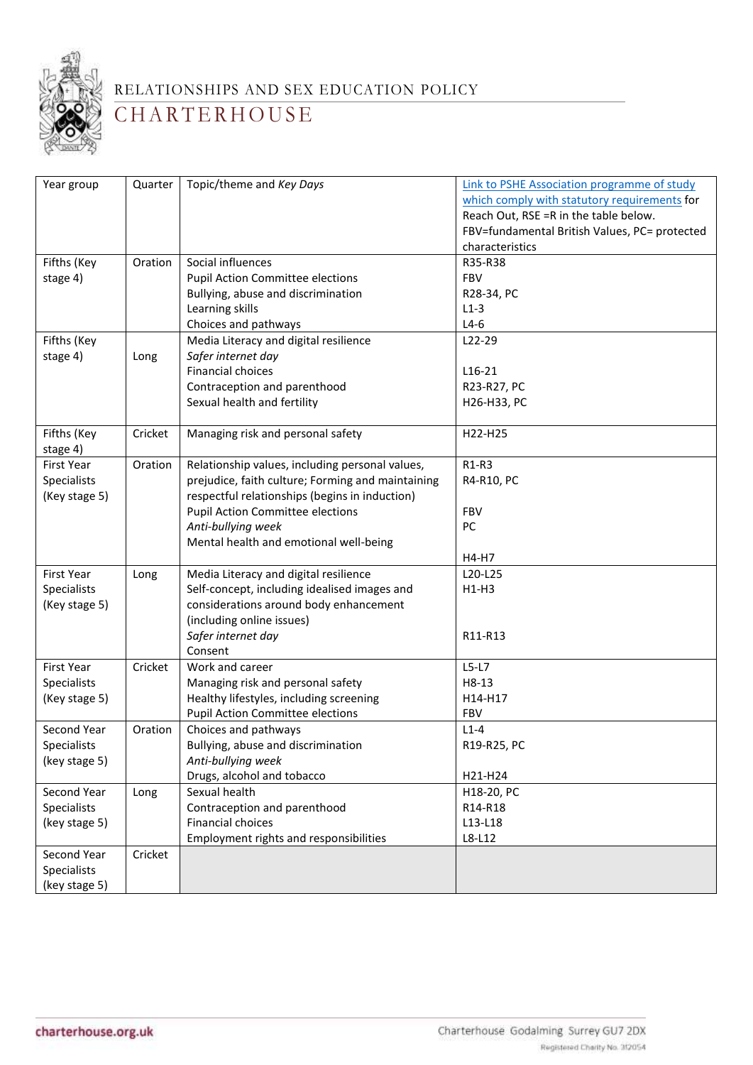| Year group | Quarter | Topic/theme and *Key Days* | Link to PSHE Association programme of study which comply with statutory requirements for Reach Out, RSE =R in the table below. FBV=fundamental British Values, PC= protected characteristics |
|---|---|---|---|
| Fifths (Key stage 4) | Oration | Social influences<br>Pupil Action Committee elections<br>Bullying, abuse and discrimination<br>Learning skills<br>Choices and pathways | R35-R38<br>FBV<br>R28-34, PC<br>L1-3<br>L4-6 |
| Fifths (Key stage 4) | Long | Media Literacy and digital resilience<br>*Safer internet day*<br>Financial choices<br>Contraception and parenthood<br>Sexual health and fertility | L22-29<br><br>L16-21<br>R23-R27, PC<br>H26-H33, PC |
| Fifths (Key stage 4) | Cricket | Managing risk and personal safety | H22-H25 |
| First Year Specialists (Key stage 5) | Oration | Relationship values, including personal values, prejudice, faith culture; Forming and maintaining respectful relationships (begins in induction)<br>Pupil Action Committee elections<br>*Anti-bullying week*<br>Mental health and emotional well-being | R1-R3<br>R4-R10, PC<br><br>FBV<br>PC<br><br>H4-H7 |
| First Year Specialists (Key stage 5) | Long | Media Literacy and digital resilience<br>Self-concept, including idealised images and considerations around body enhancement (including online issues)<br>*Safer internet day*<br>Consent | L20-L25<br>H1-H3<br><br><br>R11-R13 |
| First Year Specialists (Key stage 5) | Cricket | Work and career<br>Managing risk and personal safety<br>Healthy lifestyles, including screening<br>Pupil Action Committee elections | L5-L7<br>H8-13<br>H14-H17<br>FBV |
| Second Year Specialists (key stage 5) | Oration | Choices and pathways<br>Bullying, abuse and discrimination<br>*Anti-bullying week*<br>Drugs, alcohol and tobacco | L1-4<br>R19-R25, PC<br><br>H21-H24 |
| Second Year Specialists (key stage 5) | Long | Sexual health<br>Contraception and parenthood<br>Financial choices<br>Employment rights and responsibilities | H18-20, PC<br>R14-R18<br>L13-L18<br>L8-L12 |
| Second Year Specialists (key stage 5) | Cricket | | |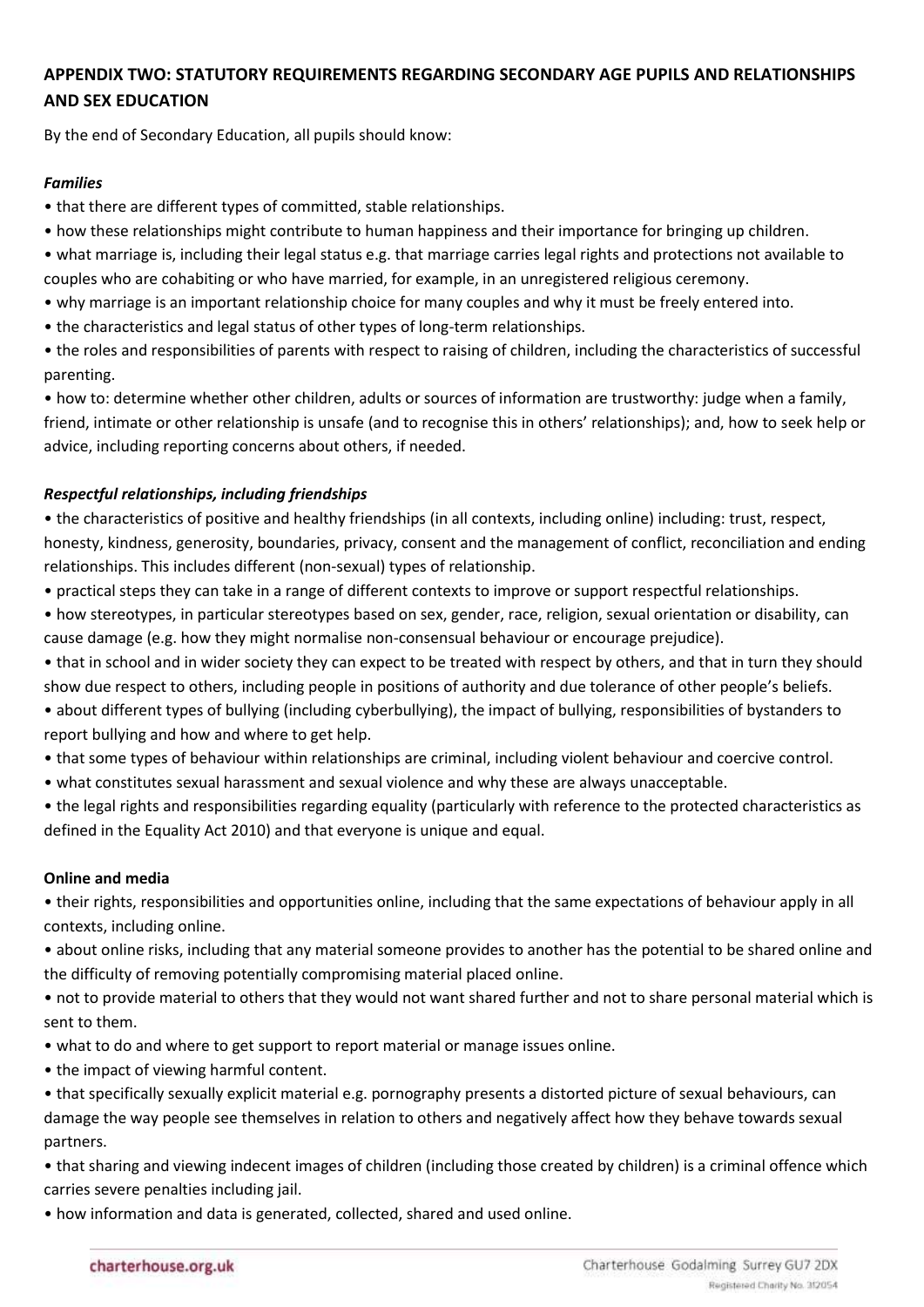## APPENDIX TWO: STATUTORY REQUIREMENTS REGARDING SECONDARY AGE PUPILS AND RELATIONSHIPS AND SEX EDUCATION

By the end of Secondary Education, all pupils should know:

### *Families*

- that there are different types of committed, stable relationships.
- how these relationships might contribute to human happiness and their importance for bringing up children.
- what marriage is, including their legal status e.g. that marriage carries legal rights and protections not available to couples who are cohabiting or who have married, for example, in an unregistered religious ceremony.
- why marriage is an important relationship choice for many couples and why it must be freely entered into.
- the characteristics and legal status of other types of long-term relationships.
- the roles and responsibilities of parents with respect to raising of children, including the characteristics of successful parenting.
- how to: determine whether other children, adults or sources of information are trustworthy: judge when a family, friend, intimate or other relationship is unsafe (and to recognise this in others' relationships); and, how to seek help or advice, including reporting concerns about others, if needed.

### *Respectful relationships, including friendships*

- the characteristics of positive and healthy friendships (in all contexts, including online) including: trust, respect, honesty, kindness, generosity, boundaries, privacy, consent and the management of conflict, reconciliation and ending relationships. This includes different (non-sexual) types of relationship.
- practical steps they can take in a range of different contexts to improve or support respectful relationships.
- how stereotypes, in particular stereotypes based on sex, gender, race, religion, sexual orientation or disability, can cause damage (e.g. how they might normalise non-consensual behaviour or encourage prejudice).
- that in school and in wider society they can expect to be treated with respect by others, and that in turn they should show due respect to others, including people in positions of authority and due tolerance of other people's beliefs.
- about different types of bullying (including cyberbullying), the impact of bullying, responsibilities of bystanders to report bullying and how and where to get help.
- that some types of behaviour within relationships are criminal, including violent behaviour and coercive control.
- what constitutes sexual harassment and sexual violence and why these are always unacceptable.
- the legal rights and responsibilities regarding equality (particularly with reference to the protected characteristics as defined in the Equality Act 2010) and that everyone is unique and equal.

### Online and media

- their rights, responsibilities and opportunities online, including that the same expectations of behaviour apply in all contexts, including online.
- about online risks, including that any material someone provides to another has the potential to be shared online and the difficulty of removing potentially compromising material placed online.
- not to provide material to others that they would not want shared further and not to share personal material which is sent to them.
- what to do and where to get support to report material or manage issues online.
- the impact of viewing harmful content.
- that specifically sexually explicit material e.g. pornography presents a distorted picture of sexual behaviours, can damage the way people see themselves in relation to others and negatively affect how they behave towards sexual partners.
- that sharing and viewing indecent images of children (including those created by children) is a criminal offence which carries severe penalties including jail.
- how information and data is generated, collected, shared and used online.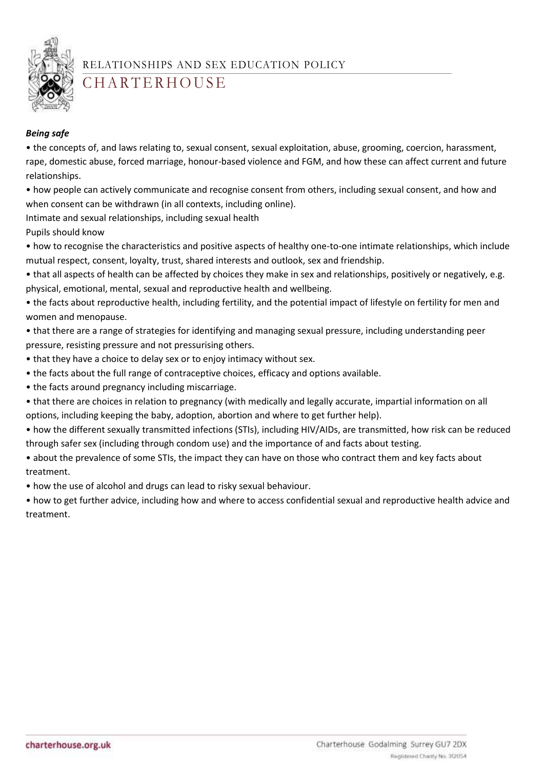***Being safe***

- the concepts of, and laws relating to, sexual consent, sexual exploitation, abuse, grooming, coercion, harassment, rape, domestic abuse, forced marriage, honour-based violence and FGM, and how these can affect current and future relationships.
- how people can actively communicate and recognise consent from others, including sexual consent, and how and when consent can be withdrawn (in all contexts, including online).

Intimate and sexual relationships, including sexual health

Pupils should know

- how to recognise the characteristics and positive aspects of healthy one-to-one intimate relationships, which include mutual respect, consent, loyalty, trust, shared interests and outlook, sex and friendship.
- that all aspects of health can be affected by choices they make in sex and relationships, positively or negatively, e.g. physical, emotional, mental, sexual and reproductive health and wellbeing.
- the facts about reproductive health, including fertility, and the potential impact of lifestyle on fertility for men and women and menopause.
- that there are a range of strategies for identifying and managing sexual pressure, including understanding peer pressure, resisting pressure and not pressurising others.
- that they have a choice to delay sex or to enjoy intimacy without sex.
- the facts about the full range of contraceptive choices, efficacy and options available.
- the facts around pregnancy including miscarriage.
- that there are choices in relation to pregnancy (with medically and legally accurate, impartial information on all options, including keeping the baby, adoption, abortion and where to get further help).
- how the different sexually transmitted infections (STIs), including HIV/AIDs, are transmitted, how risk can be reduced through safer sex (including through condom use) and the importance of and facts about testing.
- about the prevalence of some STIs, the impact they can have on those who contract them and key facts about treatment.
- how the use of alcohol and drugs can lead to risky sexual behaviour.
- how to get further advice, including how and where to access confidential sexual and reproductive health advice and treatment.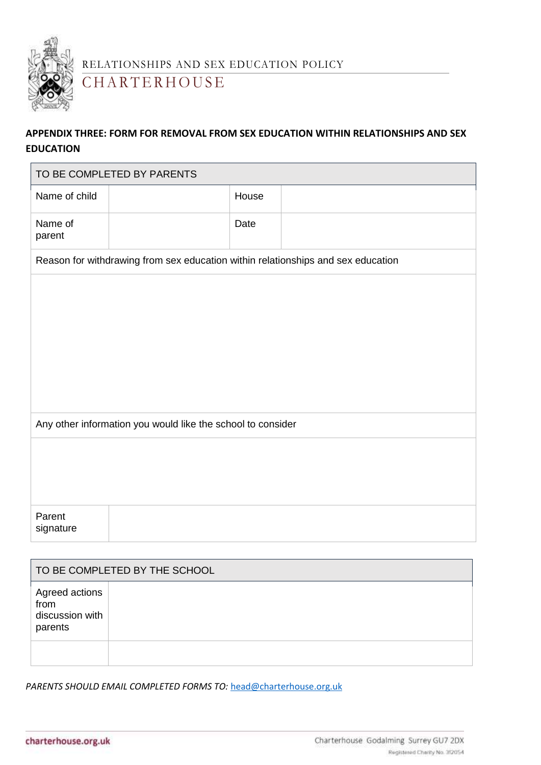## APPENDIX THREE: FORM FOR REMOVAL FROM SEX EDUCATION WITHIN RELATIONSHIPS AND SEX EDUCATION

| TO BE COMPLETED BY PARENTS | | | |
|---|---|---|---|
| Name of child | | House | |
| Name of parent | | Date | |
| Reason for withdrawing from sex education within relationships and sex education | | | |
| | | | |
| Any other information you would like the school to consider | | | |
| | | | |
| Parent signature | | | |

| TO BE COMPLETED BY THE SCHOOL | |
|---|---|
| Agreed actions from discussion with parents | |
| | |

*PARENTS SHOULD EMAIL COMPLETED FORMS TO:* [head@charterhouse.org.uk](mailto:head@charterhouse.org.uk)